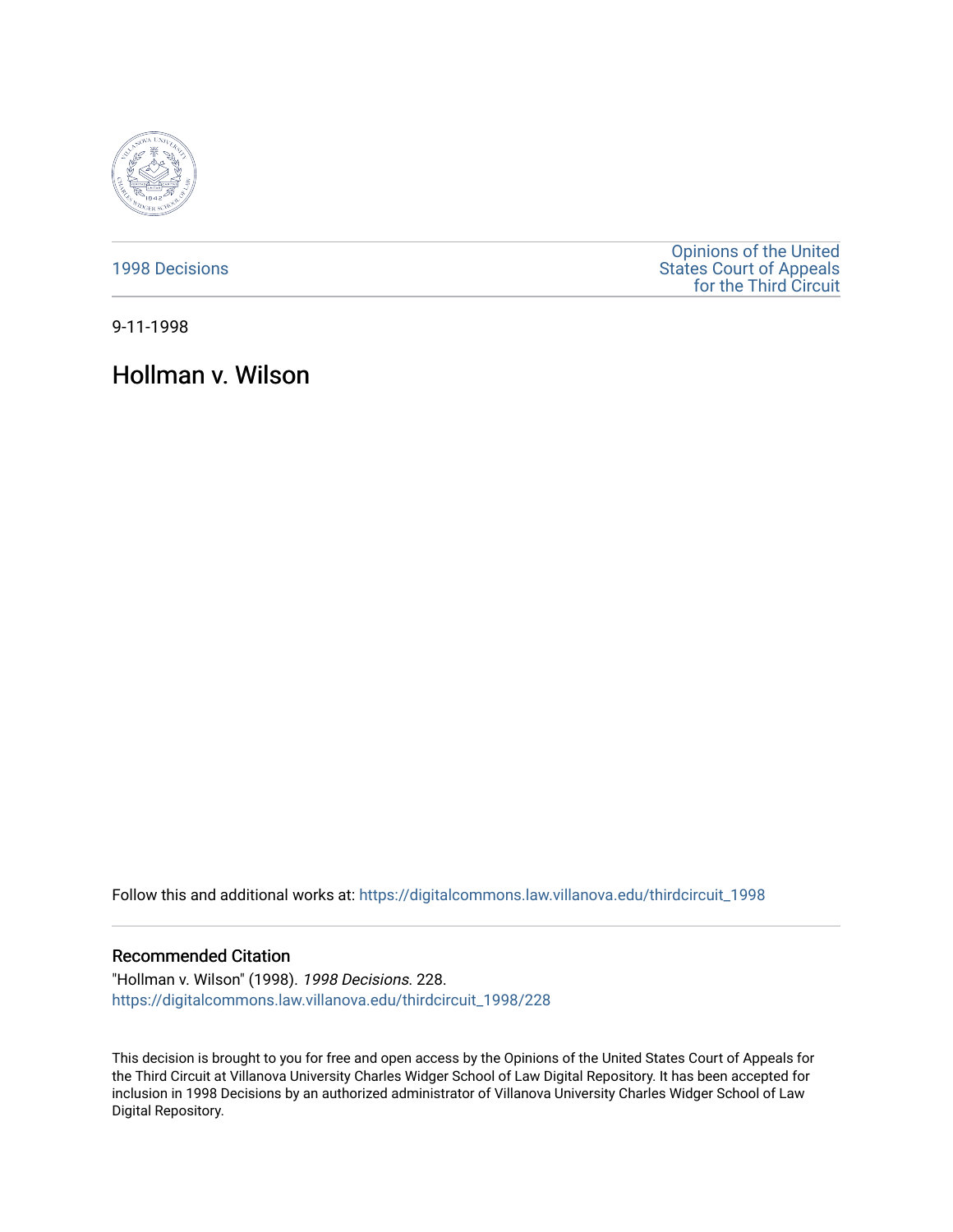1998 Decisions

Opinions of the United States Court of Appeals for the Third Circuit

9-11-1998

# Hollman v. Wilson

Follow this and additional works at: https://digitalcommons.law.villanova.edu/thirdcircuit_1998

## Recommended Citation

"Hollman v. Wilson" (1998). *1998 Decisions*. 228.
https://digitalcommons.law.villanova.edu/thirdcircuit_1998/228

This decision is brought to you for free and open access by the Opinions of the United States Court of Appeals for the Third Circuit at Villanova University Charles Widger School of Law Digital Repository. It has been accepted for inclusion in 1998 Decisions by an authorized administrator of Villanova University Charles Widger School of Law Digital Repository.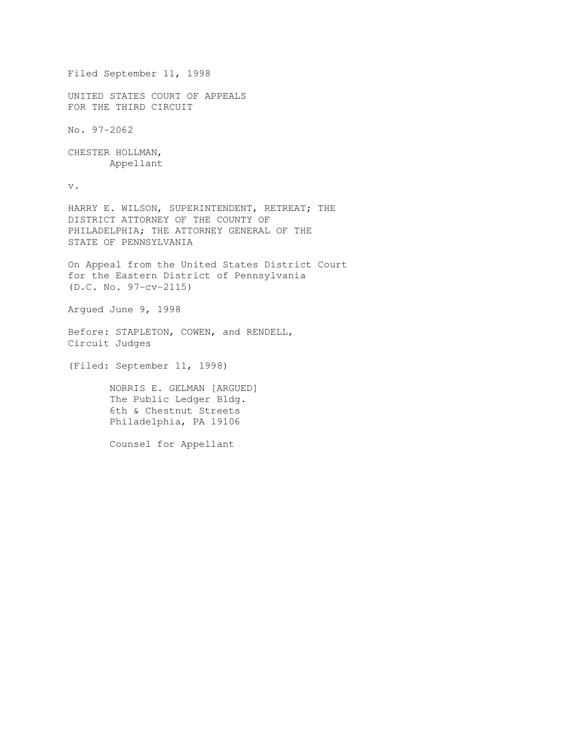Filed September 11, 1998

UNITED STATES COURT OF APPEALS
FOR THE THIRD CIRCUIT

No. 97-2062

CHESTER HOLLMAN,
Appellant

v.

HARRY E. WILSON, SUPERINTENDENT, RETREAT; THE DISTRICT ATTORNEY OF THE COUNTY OF PHILADELPHIA; THE ATTORNEY GENERAL OF THE STATE OF PENNSYLVANIA

On Appeal from the United States District Court
for the Eastern District of Pennsylvania
(D.C. No. 97-cv-2115)

Argued June 9, 1998

Before: STAPLETON, COWEN, and RENDELL,
Circuit Judges

(Filed: September 11, 1998)

NORRIS E. GELMAN [ARGUED]
The Public Ledger Bldg.
6th & Chestnut Streets
Philadelphia, PA 19106

Counsel for Appellant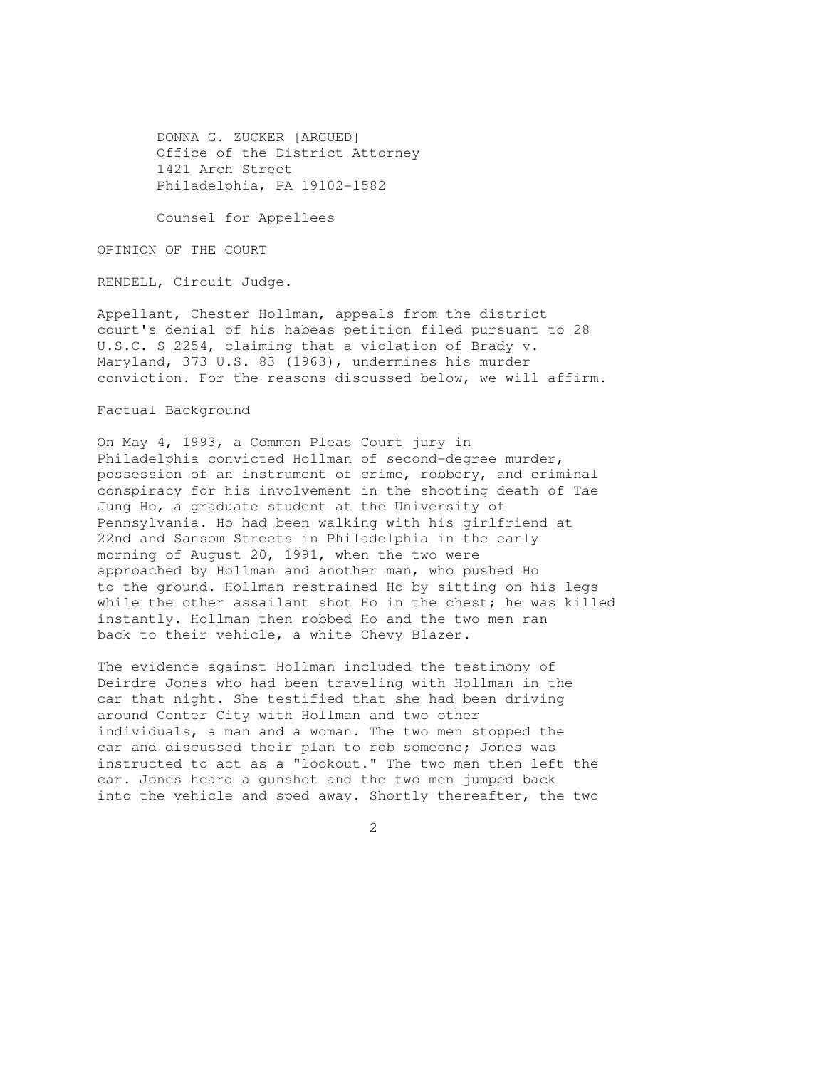DONNA G. ZUCKER [ARGUED]
Office of the District Attorney
1421 Arch Street
Philadelphia, PA 19102-1582

Counsel for Appellees

OPINION OF THE COURT

RENDELL, Circuit Judge.

Appellant, Chester Hollman, appeals from the district court's denial of his habeas petition filed pursuant to 28 U.S.C. S 2254, claiming that a violation of Brady v. Maryland, 373 U.S. 83 (1963), undermines his murder conviction. For the reasons discussed below, we will affirm.

Factual Background

On May 4, 1993, a Common Pleas Court jury in Philadelphia convicted Hollman of second-degree murder, possession of an instrument of crime, robbery, and criminal conspiracy for his involvement in the shooting death of Tae Jung Ho, a graduate student at the University of Pennsylvania. Ho had been walking with his girlfriend at 22nd and Sansom Streets in Philadelphia in the early morning of August 20, 1991, when the two were approached by Hollman and another man, who pushed Ho to the ground. Hollman restrained Ho by sitting on his legs while the other assailant shot Ho in the chest; he was killed instantly. Hollman then robbed Ho and the two men ran back to their vehicle, a white Chevy Blazer.

The evidence against Hollman included the testimony of Deirdre Jones who had been traveling with Hollman in the car that night. She testified that she had been driving around Center City with Hollman and two other individuals, a man and a woman. The two men stopped the car and discussed their plan to rob someone; Jones was instructed to act as a "lookout." The two men then left the car. Jones heard a gunshot and the two men jumped back into the vehicle and sped away. Shortly thereafter, the two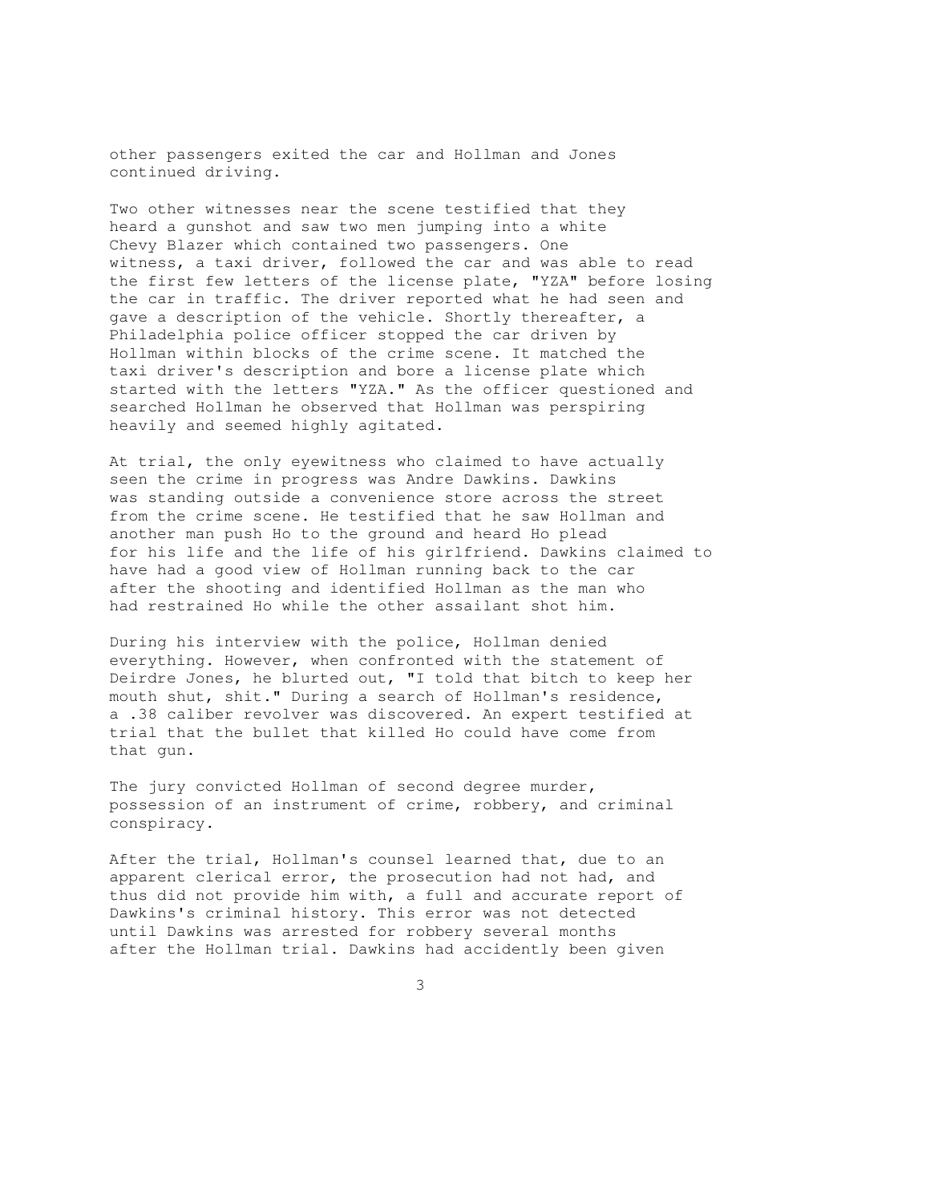other passengers exited the car and Hollman and Jones continued driving.

Two other witnesses near the scene testified that they heard a gunshot and saw two men jumping into a white Chevy Blazer which contained two passengers. One witness, a taxi driver, followed the car and was able to read the first few letters of the license plate, "YZA" before losing the car in traffic. The driver reported what he had seen and gave a description of the vehicle. Shortly thereafter, a Philadelphia police officer stopped the car driven by Hollman within blocks of the crime scene. It matched the taxi driver's description and bore a license plate which started with the letters "YZA." As the officer questioned and searched Hollman he observed that Hollman was perspiring heavily and seemed highly agitated.

At trial, the only eyewitness who claimed to have actually seen the crime in progress was Andre Dawkins. Dawkins was standing outside a convenience store across the street from the crime scene. He testified that he saw Hollman and another man push Ho to the ground and heard Ho plead for his life and the life of his girlfriend. Dawkins claimed to have had a good view of Hollman running back to the car after the shooting and identified Hollman as the man who had restrained Ho while the other assailant shot him.

During his interview with the police, Hollman denied everything. However, when confronted with the statement of Deirdre Jones, he blurted out, "I told that bitch to keep her mouth shut, shit." During a search of Hollman's residence, a .38 caliber revolver was discovered. An expert testified at trial that the bullet that killed Ho could have come from that gun.

The jury convicted Hollman of second degree murder, possession of an instrument of crime, robbery, and criminal conspiracy.

After the trial, Hollman's counsel learned that, due to an apparent clerical error, the prosecution had not had, and thus did not provide him with, a full and accurate report of Dawkins's criminal history. This error was not detected until Dawkins was arrested for robbery several months after the Hollman trial. Dawkins had accidently been given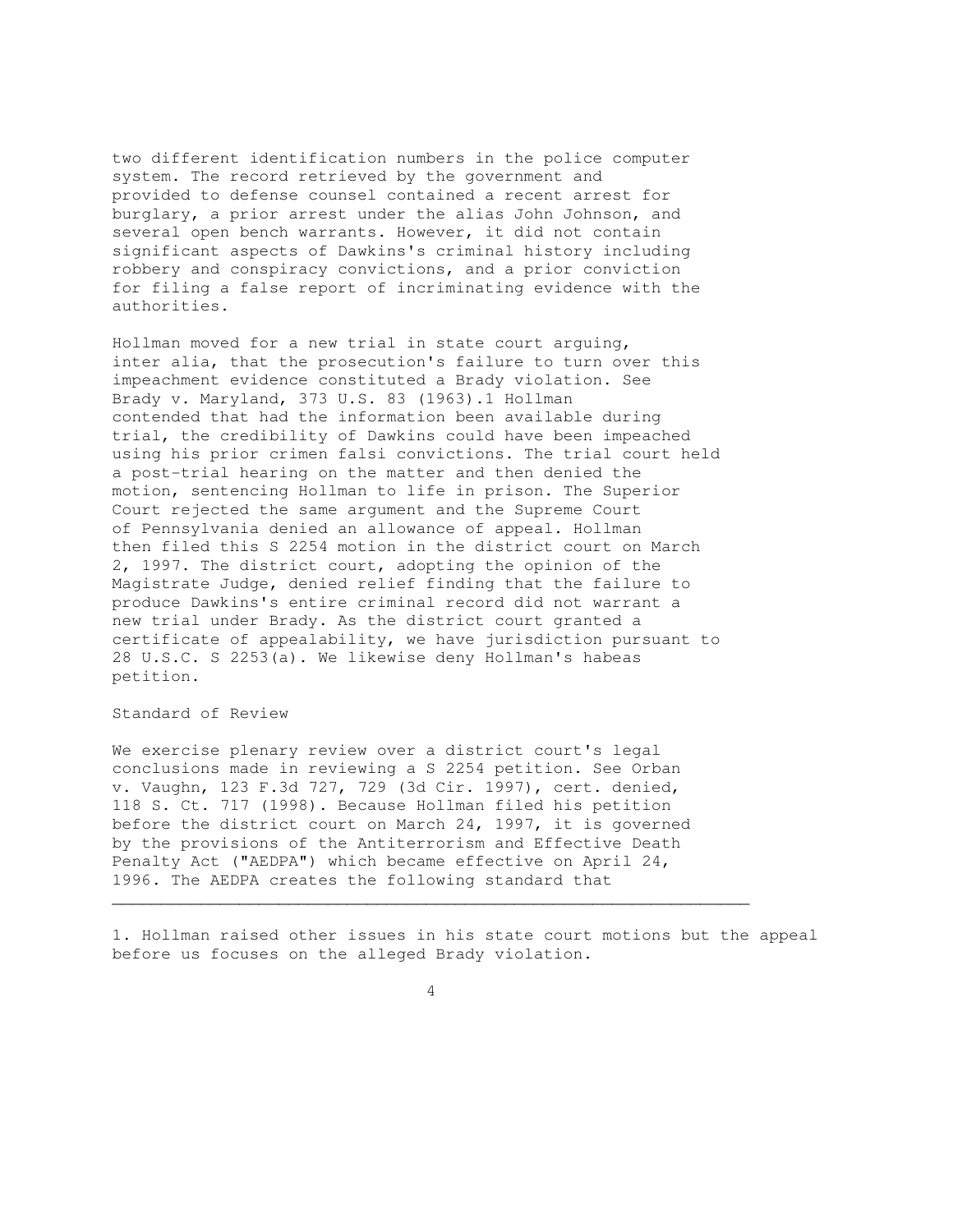two different identification numbers in the police computer system. The record retrieved by the government and provided to defense counsel contained a recent arrest for burglary, a prior arrest under the alias John Johnson, and several open bench warrants. However, it did not contain significant aspects of Dawkins's criminal history including robbery and conspiracy convictions, and a prior conviction for filing a false report of incriminating evidence with the authorities.

Hollman moved for a new trial in state court arguing, inter alia, that the prosecution's failure to turn over this impeachment evidence constituted a Brady violation. See Brady v. Maryland, 373 U.S. 83 (1963).[1] Hollman contended that had the information been available during trial, the credibility of Dawkins could have been impeached using his prior crimen falsi convictions. The trial court held a post-trial hearing on the matter and then denied the motion, sentencing Hollman to life in prison. The Superior Court rejected the same argument and the Supreme Court of Pennsylvania denied an allowance of appeal. Hollman then filed this S 2254 motion in the district court on March 2, 1997. The district court, adopting the opinion of the Magistrate Judge, denied relief finding that the failure to produce Dawkins's entire criminal record did not warrant a new trial under Brady. As the district court granted a certificate of appealability, we have jurisdiction pursuant to 28 U.S.C. S 2253(a). We likewise deny Hollman's habeas petition.

Standard of Review

We exercise plenary review over a district court's legal conclusions made in reviewing a S 2254 petition. See Orban v. Vaughn, 123 F.3d 727, 729 (3d Cir. 1997), cert. denied, 118 S. Ct. 717 (1998). Because Hollman filed his petition before the district court on March 24, 1997, it is governed by the provisions of the Antiterrorism and Effective Death Penalty Act ("AEDPA") which became effective on April 24, 1996. The AEDPA creates the following standard that

---

1. Hollman raised other issues in his state court motions but the appeal before us focuses on the alleged Brady violation.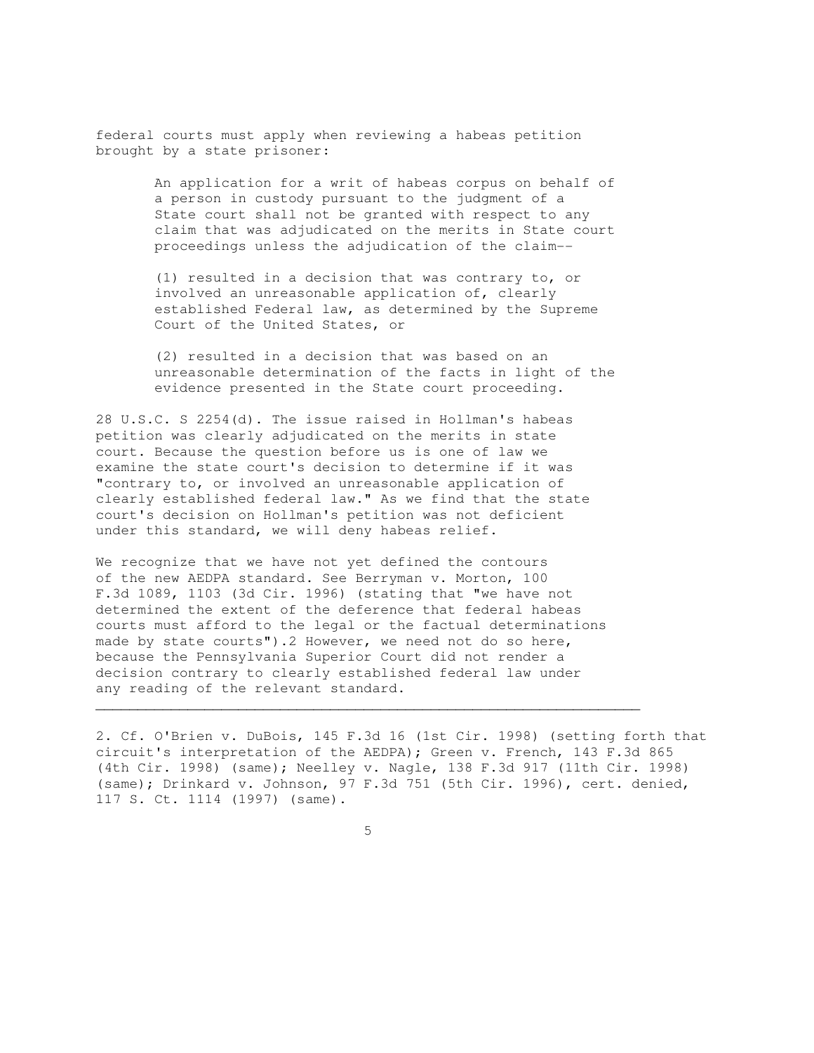federal courts must apply when reviewing a habeas petition brought by a state prisoner:

> An application for a writ of habeas corpus on behalf of a person in custody pursuant to the judgment of a State court shall not be granted with respect to any claim that was adjudicated on the merits in State court proceedings unless the adjudication of the claim--
>
> (1) resulted in a decision that was contrary to, or involved an unreasonable application of, clearly established Federal law, as determined by the Supreme Court of the United States, or
>
> (2) resulted in a decision that was based on an unreasonable determination of the facts in light of the evidence presented in the State court proceeding.

28 U.S.C. S 2254(d). The issue raised in Hollman's habeas petition was clearly adjudicated on the merits in state court. Because the question before us is one of law we examine the state court's decision to determine if it was "contrary to, or involved an unreasonable application of clearly established federal law." As we find that the state court's decision on Hollman's petition was not deficient under this standard, we will deny habeas relief.

We recognize that we have not yet defined the contours of the new AEDPA standard. See Berryman v. Morton, 100 F.3d 1089, 1103 (3d Cir. 1996) (stating that "we have not determined the extent of the deference that federal habeas courts must afford to the legal or the factual determinations made by state courts").[2] However, we need not do so here, because the Pennsylvania Superior Court did not render a decision contrary to clearly established federal law under any reading of the relevant standard.

---

2. Cf. O'Brien v. DuBois, 145 F.3d 16 (1st Cir. 1998) (setting forth that circuit's interpretation of the AEDPA); Green v. French, 143 F.3d 865 (4th Cir. 1998) (same); Neelley v. Nagle, 138 F.3d 917 (11th Cir. 1998) (same); Drinkard v. Johnson, 97 F.3d 751 (5th Cir. 1996), cert. denied, 117 S. Ct. 1114 (1997) (same).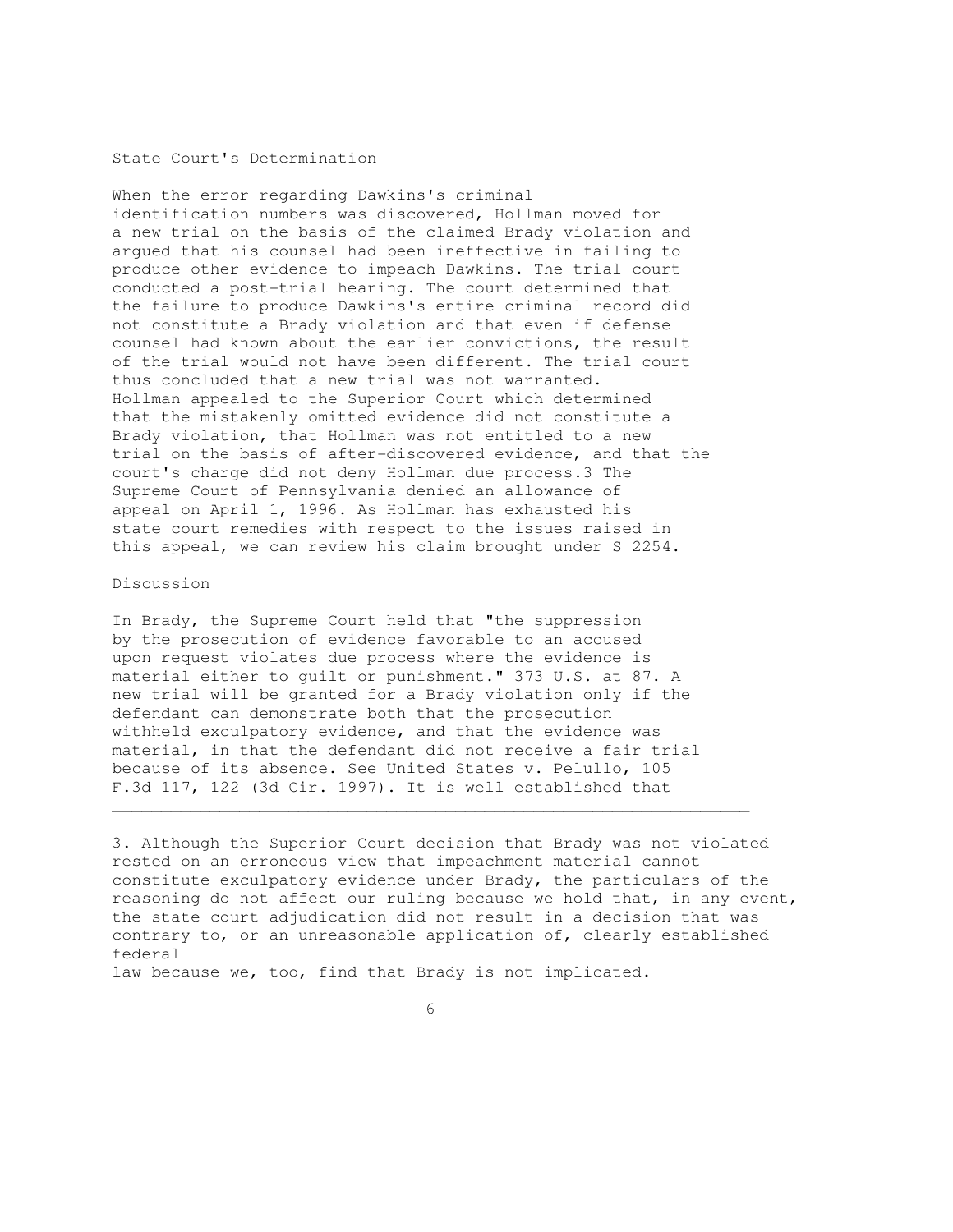State Court's Determination

When the error regarding Dawkins's criminal identification numbers was discovered, Hollman moved for a new trial on the basis of the claimed Brady violation and argued that his counsel had been ineffective in failing to produce other evidence to impeach Dawkins. The trial court conducted a post-trial hearing. The court determined that the failure to produce Dawkins's entire criminal record did not constitute a Brady violation and that even if defense counsel had known about the earlier convictions, the result of the trial would not have been different. The trial court thus concluded that a new trial was not warranted. Hollman appealed to the Superior Court which determined that the mistakenly omitted evidence did not constitute a Brady violation, that Hollman was not entitled to a new trial on the basis of after-discovered evidence, and that the court's charge did not deny Hollman due process.[3] The Supreme Court of Pennsylvania denied an allowance of appeal on April 1, 1996. As Hollman has exhausted his state court remedies with respect to the issues raised in this appeal, we can review his claim brought under S 2254.

Discussion

In Brady, the Supreme Court held that "the suppression by the prosecution of evidence favorable to an accused upon request violates due process where the evidence is material either to guilt or punishment." 373 U.S. at 87. A new trial will be granted for a Brady violation only if the defendant can demonstrate both that the prosecution withheld exculpatory evidence, and that the evidence was material, in that the defendant did not receive a fair trial because of its absence. See United States v. Pelullo, 105 F.3d 117, 122 (3d Cir. 1997). It is well established that

---

3. Although the Superior Court decision that Brady was not violated rested on an erroneous view that impeachment material cannot constitute exculpatory evidence under Brady, the particulars of the reasoning do not affect our ruling because we hold that, in any event, the state court adjudication did not result in a decision that was contrary to, or an unreasonable application of, clearly established federal law because we, too, find that Brady is not implicated.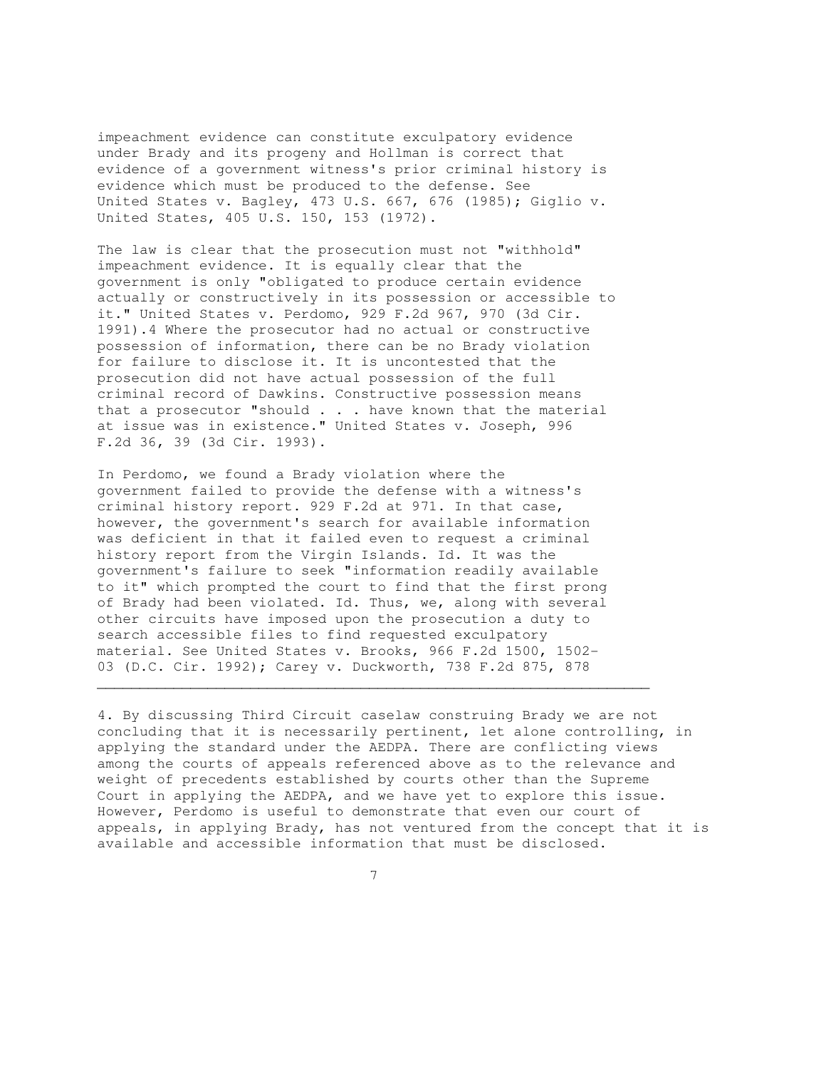impeachment evidence can constitute exculpatory evidence under Brady and its progeny and Hollman is correct that evidence of a government witness's prior criminal history is evidence which must be produced to the defense. See United States v. Bagley, 473 U.S. 667, 676 (1985); Giglio v. United States, 405 U.S. 150, 153 (1972).

The law is clear that the prosecution must not "withhold" impeachment evidence. It is equally clear that the government is only "obligated to produce certain evidence actually or constructively in its possession or accessible to it." United States v. Perdomo, 929 F.2d 967, 970 (3d Cir. 1991).[4] Where the prosecutor had no actual or constructive possession of information, there can be no Brady violation for failure to disclose it. It is uncontested that the prosecution did not have actual possession of the full criminal record of Dawkins. Constructive possession means that a prosecutor "should . . . have known that the material at issue was in existence." United States v. Joseph, 996 F.2d 36, 39 (3d Cir. 1993).

In Perdomo, we found a Brady violation where the government failed to provide the defense with a witness's criminal history report. 929 F.2d at 971. In that case, however, the government's search for available information was deficient in that it failed even to request a criminal history report from the Virgin Islands. Id. It was the government's failure to seek "information readily available to it" which prompted the court to find that the first prong of Brady had been violated. Id. Thus, we, along with several other circuits have imposed upon the prosecution a duty to search accessible files to find requested exculpatory material. See United States v. Brooks, 966 F.2d 1500, 1502-03 (D.C. Cir. 1992); Carey v. Duckworth, 738 F.2d 875, 878

---

4. By discussing Third Circuit caselaw construing Brady we are not concluding that it is necessarily pertinent, let alone controlling, in applying the standard under the AEDPA. There are conflicting views among the courts of appeals referenced above as to the relevance and weight of precedents established by courts other than the Supreme Court in applying the AEDPA, and we have yet to explore this issue. However, Perdomo is useful to demonstrate that even our court of appeals, in applying Brady, has not ventured from the concept that it is available and accessible information that must be disclosed.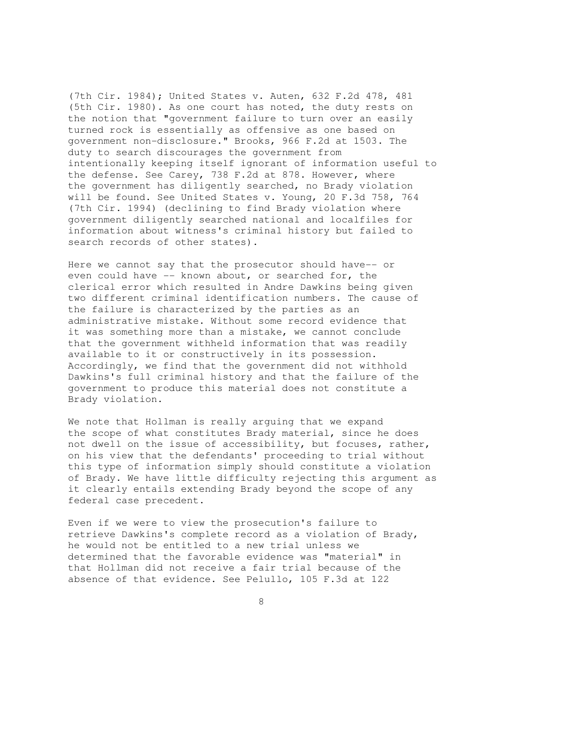(7th Cir. 1984); United States v. Auten, 632 F.2d 478, 481 (5th Cir. 1980). As one court has noted, the duty rests on the notion that "government failure to turn over an easily turned rock is essentially as offensive as one based on government non-disclosure." Brooks, 966 F.2d at 1503. The duty to search discourages the government from intentionally keeping itself ignorant of information useful to the defense. See Carey, 738 F.2d at 878. However, where the government has diligently searched, no Brady violation will be found. See United States v. Young, 20 F.3d 758, 764 (7th Cir. 1994) (declining to find Brady violation where government diligently searched national and localfiles for information about witness's criminal history but failed to search records of other states).

Here we cannot say that the prosecutor should have-- or even could have -- known about, or searched for, the clerical error which resulted in Andre Dawkins being given two different criminal identification numbers. The cause of the failure is characterized by the parties as an administrative mistake. Without some record evidence that it was something more than a mistake, we cannot conclude that the government withheld information that was readily available to it or constructively in its possession. Accordingly, we find that the government did not withhold Dawkins's full criminal history and that the failure of the government to produce this material does not constitute a Brady violation.

We note that Hollman is really arguing that we expand the scope of what constitutes Brady material, since he does not dwell on the issue of accessibility, but focuses, rather, on his view that the defendants' proceeding to trial without this type of information simply should constitute a violation of Brady. We have little difficulty rejecting this argument as it clearly entails extending Brady beyond the scope of any federal case precedent.

Even if we were to view the prosecution's failure to retrieve Dawkins's complete record as a violation of Brady, he would not be entitled to a new trial unless we determined that the favorable evidence was "material" in that Hollman did not receive a fair trial because of the absence of that evidence. See Pelullo, 105 F.3d at 122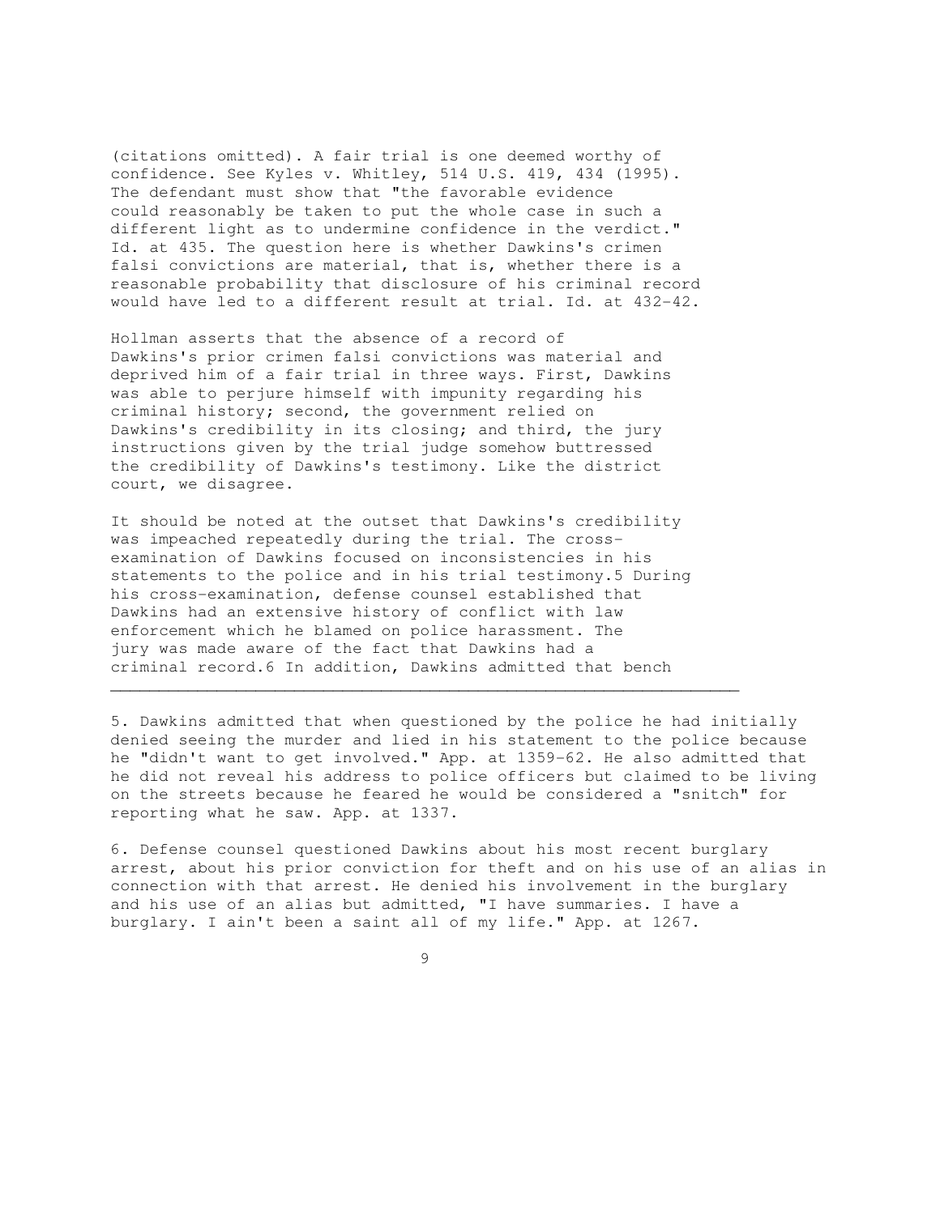(citations omitted). A fair trial is one deemed worthy of confidence. See Kyles v. Whitley, 514 U.S. 419, 434 (1995). The defendant must show that "the favorable evidence could reasonably be taken to put the whole case in such a different light as to undermine confidence in the verdict." Id. at 435. The question here is whether Dawkins's crimen falsi convictions are material, that is, whether there is a reasonable probability that disclosure of his criminal record would have led to a different result at trial. Id. at 432-42.

Hollman asserts that the absence of a record of Dawkins's prior crimen falsi convictions was material and deprived him of a fair trial in three ways. First, Dawkins was able to perjure himself with impunity regarding his criminal history; second, the government relied on Dawkins's credibility in its closing; and third, the jury instructions given by the trial judge somehow buttressed the credibility of Dawkins's testimony. Like the district court, we disagree.

It should be noted at the outset that Dawkins's credibility was impeached repeatedly during the trial. The cross-examination of Dawkins focused on inconsistencies in his statements to the police and in his trial testimony.[5] During his cross-examination, defense counsel established that Dawkins had an extensive history of conflict with law enforcement which he blamed on police harassment. The jury was made aware of the fact that Dawkins had a criminal record.[6] In addition, Dawkins admitted that bench

---

5. Dawkins admitted that when questioned by the police he had initially denied seeing the murder and lied in his statement to the police because he "didn't want to get involved." App. at 1359-62. He also admitted that he did not reveal his address to police officers but claimed to be living on the streets because he feared he would be considered a "snitch" for reporting what he saw. App. at 1337.

6. Defense counsel questioned Dawkins about his most recent burglary arrest, about his prior conviction for theft and on his use of an alias in connection with that arrest. He denied his involvement in the burglary and his use of an alias but admitted, "I have summaries. I have a burglary. I ain't been a saint all of my life." App. at 1267.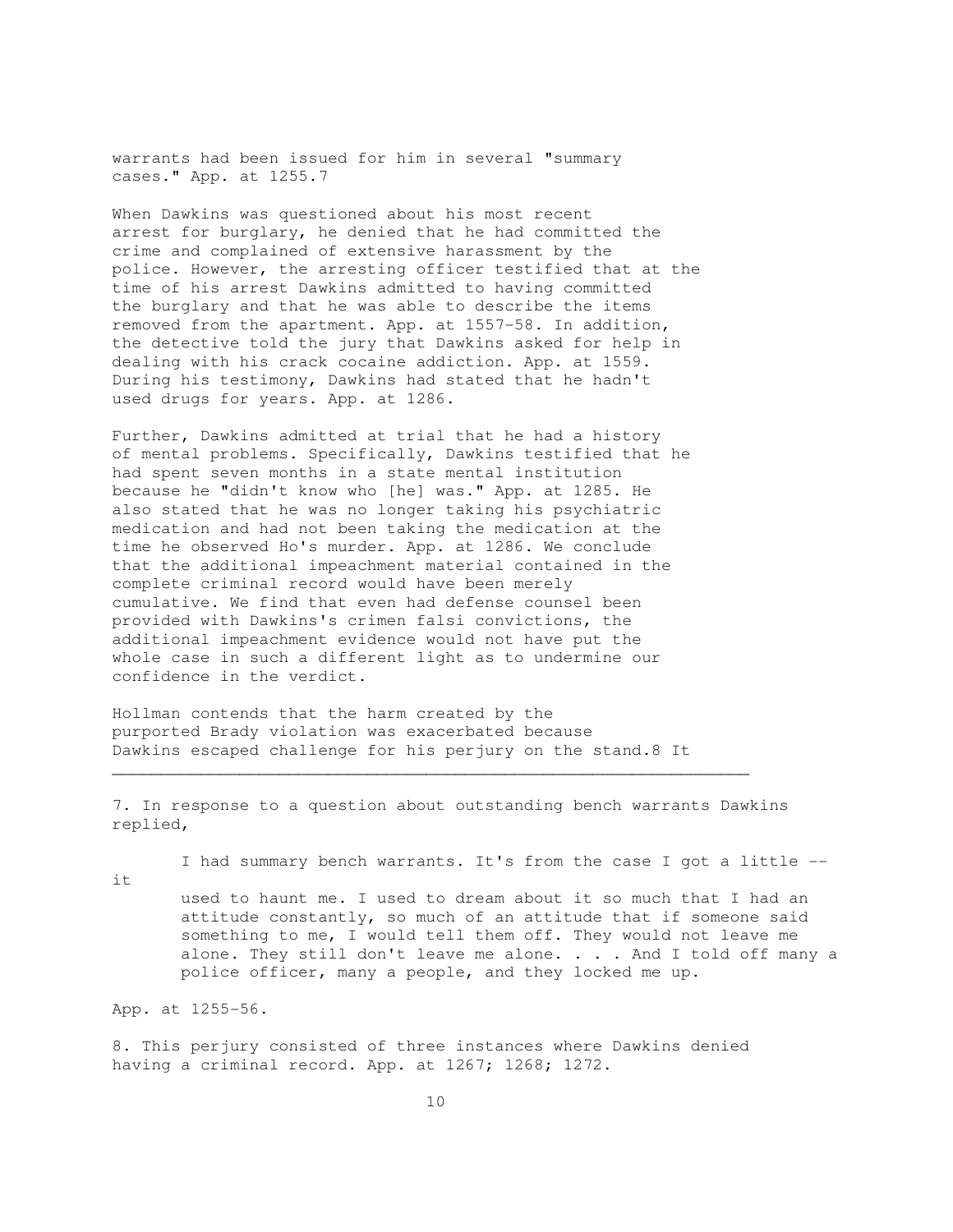warrants had been issued for him in several "summary cases." App. at 1255.[7]

When Dawkins was questioned about his most recent arrest for burglary, he denied that he had committed the crime and complained of extensive harassment by the police. However, the arresting officer testified that at the time of his arrest Dawkins admitted to having committed the burglary and that he was able to describe the items removed from the apartment. App. at 1557-58. In addition, the detective told the jury that Dawkins asked for help in dealing with his crack cocaine addiction. App. at 1559. During his testimony, Dawkins had stated that he hadn't used drugs for years. App. at 1286.

Further, Dawkins admitted at trial that he had a history of mental problems. Specifically, Dawkins testified that he had spent seven months in a state mental institution because he "didn't know who [he] was." App. at 1285. He also stated that he was no longer taking his psychiatric medication and had not been taking the medication at the time he observed Ho's murder. App. at 1286. We conclude that the additional impeachment material contained in the complete criminal record would have been merely cumulative. We find that even had defense counsel been provided with Dawkins's crimen falsi convictions, the additional impeachment evidence would not have put the whole case in such a different light as to undermine our confidence in the verdict.

Hollman contends that the harm created by the purported Brady violation was exacerbated because Dawkins escaped challenge for his perjury on the stand.[8] It

---

7. In response to a question about outstanding bench warrants Dawkins replied,

> I had summary bench warrants. It's from the case I got a little -- it used to haunt me. I used to dream about it so much that I had an attitude constantly, so much of an attitude that if someone said something to me, I would tell them off. They would not leave me alone. They still don't leave me alone. . . . And I told off many a police officer, many a people, and they locked me up.

App. at 1255-56.

8. This perjury consisted of three instances where Dawkins denied having a criminal record. App. at 1267; 1268; 1272.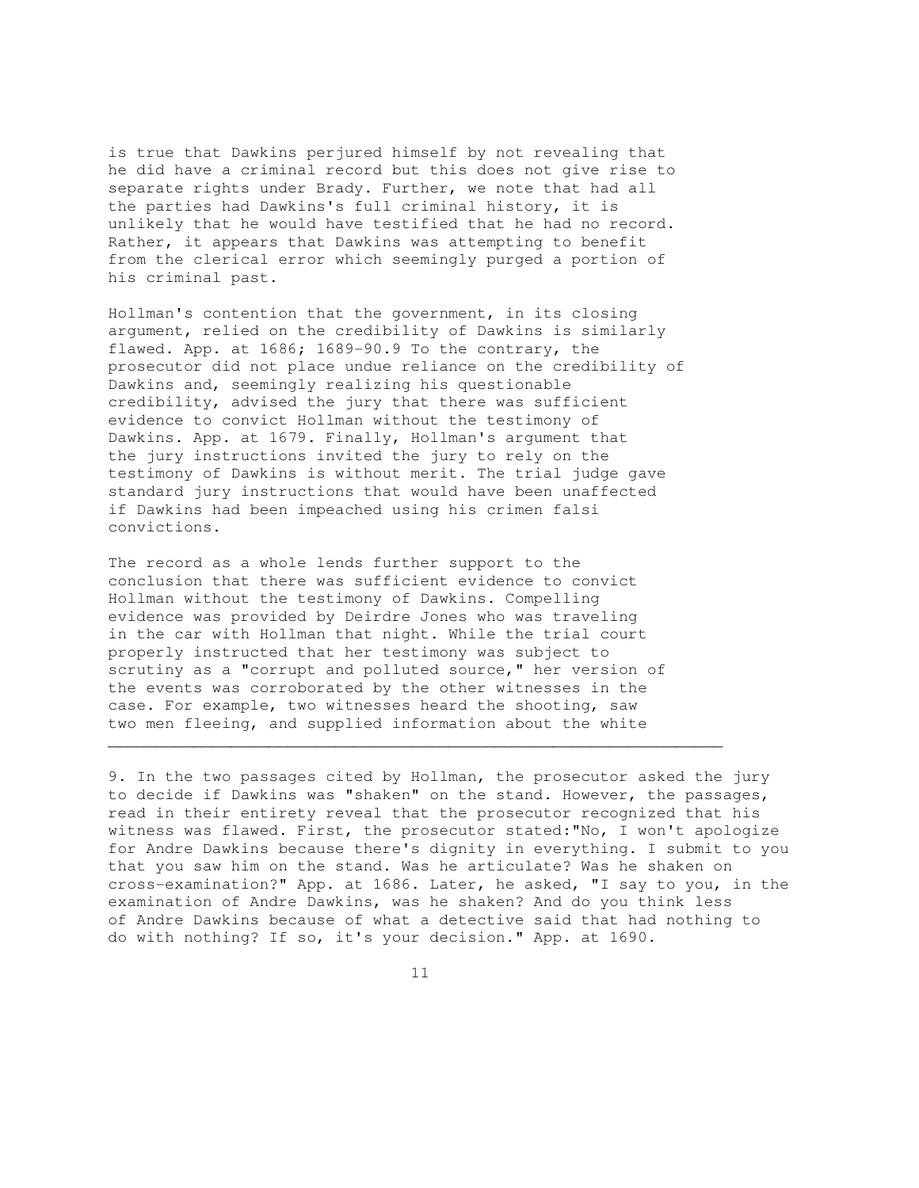is true that Dawkins perjured himself by not revealing that he did have a criminal record but this does not give rise to separate rights under Brady. Further, we note that had all the parties had Dawkins's full criminal history, it is unlikely that he would have testified that he had no record. Rather, it appears that Dawkins was attempting to benefit from the clerical error which seemingly purged a portion of his criminal past.

Hollman's contention that the government, in its closing argument, relied on the credibility of Dawkins is similarly flawed. App. at 1686; 1689-90.[9] To the contrary, the prosecutor did not place undue reliance on the credibility of Dawkins and, seemingly realizing his questionable credibility, advised the jury that there was sufficient evidence to convict Hollman without the testimony of Dawkins. App. at 1679. Finally, Hollman's argument that the jury instructions invited the jury to rely on the testimony of Dawkins is without merit. The trial judge gave standard jury instructions that would have been unaffected if Dawkins had been impeached using his crimen falsi convictions.

The record as a whole lends further support to the conclusion that there was sufficient evidence to convict Hollman without the testimony of Dawkins. Compelling evidence was provided by Deirdre Jones who was traveling in the car with Hollman that night. While the trial court properly instructed that her testimony was subject to scrutiny as a "corrupt and polluted source," her version of the events was corroborated by the other witnesses in the case. For example, two witnesses heard the shooting, saw two men fleeing, and supplied information about the white

---

9. In the two passages cited by Hollman, the prosecutor asked the jury to decide if Dawkins was "shaken" on the stand. However, the passages, read in their entirety reveal that the prosecutor recognized that his witness was flawed. First, the prosecutor stated:"No, I won't apologize for Andre Dawkins because there's dignity in everything. I submit to you that you saw him on the stand. Was he articulate? Was he shaken on cross-examination?" App. at 1686. Later, he asked, "I say to you, in the examination of Andre Dawkins, was he shaken? And do you think less of Andre Dawkins because of what a detective said that had nothing to do with nothing? If so, it's your decision." App. at 1690.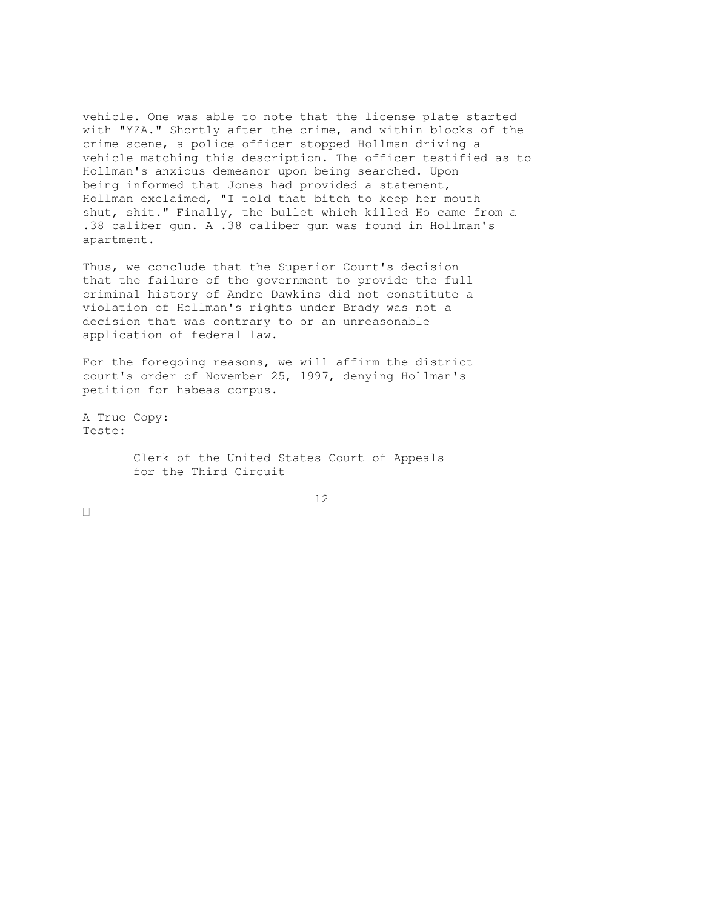vehicle. One was able to note that the license plate started with "YZA." Shortly after the crime, and within blocks of the crime scene, a police officer stopped Hollman driving a vehicle matching this description. The officer testified as to Hollman's anxious demeanor upon being searched. Upon being informed that Jones had provided a statement, Hollman exclaimed, "I told that bitch to keep her mouth shut, shit." Finally, the bullet which killed Ho came from a .38 caliber gun. A .38 caliber gun was found in Hollman's apartment.

Thus, we conclude that the Superior Court's decision that the failure of the government to provide the full criminal history of Andre Dawkins did not constitute a violation of Hollman's rights under Brady was not a decision that was contrary to or an unreasonable application of federal law.

For the foregoing reasons, we will affirm the district court's order of November 25, 1997, denying Hollman's petition for habeas corpus.

A True Copy:
Teste:

Clerk of the United States Court of Appeals
for the Third Circuit